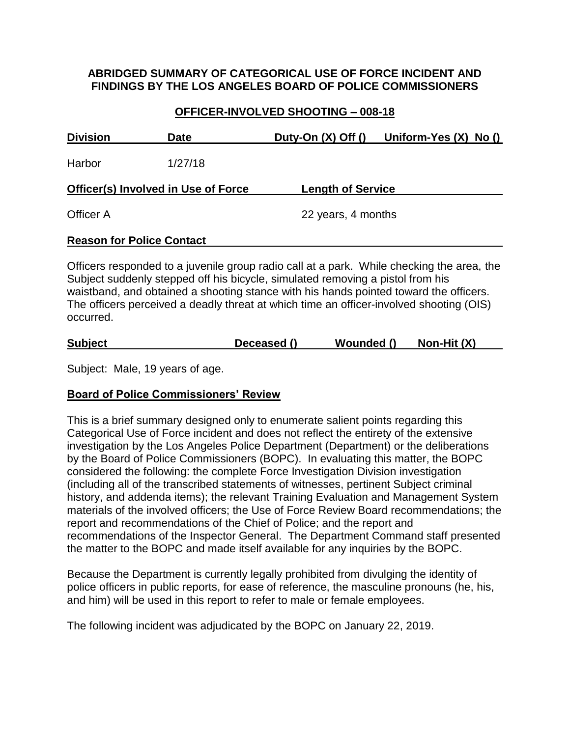**ABRIDGED SUMMARY OF CATEGORICAL USE OF FORCE INCIDENT AND FINDINGS BY THE LOS ANGELES BOARD OF POLICE COMMISSIONERS**

**OFFICER-INVOLVED SHOOTING – 008-18**

| Division | Date | Duty-On (X) Off () | Uniform-Yes (X) No () |
|---|---|---|---|
| Harbor | 1/27/18 | | |

| Officer(s) Involved in Use of Force | Length of Service |
|---|---|
| Officer A | 22 years, 4 months |

**Reason for Police Contact**

Officers responded to a juvenile group radio call at a park. While checking the area, the Subject suddenly stepped off his bicycle, simulated removing a pistol from his waistband, and obtained a shooting stance with his hands pointed toward the officers. The officers perceived a deadly threat at which time an officer-involved shooting (OIS) occurred.

| Subject | Deceased () | Wounded () | Non-Hit (X) |
|---|---|---|---|

Subject: Male, 19 years of age.

**Board of Police Commissioners' Review**

This is a brief summary designed only to enumerate salient points regarding this Categorical Use of Force incident and does not reflect the entirety of the extensive investigation by the Los Angeles Police Department (Department) or the deliberations by the Board of Police Commissioners (BOPC). In evaluating this matter, the BOPC considered the following: the complete Force Investigation Division investigation (including all of the transcribed statements of witnesses, pertinent Subject criminal history, and addenda items); the relevant Training Evaluation and Management System materials of the involved officers; the Use of Force Review Board recommendations; the report and recommendations of the Chief of Police; and the report and recommendations of the Inspector General. The Department Command staff presented the matter to the BOPC and made itself available for any inquiries by the BOPC.

Because the Department is currently legally prohibited from divulging the identity of police officers in public reports, for ease of reference, the masculine pronouns (he, his, and him) will be used in this report to refer to male or female employees.

The following incident was adjudicated by the BOPC on January 22, 2019.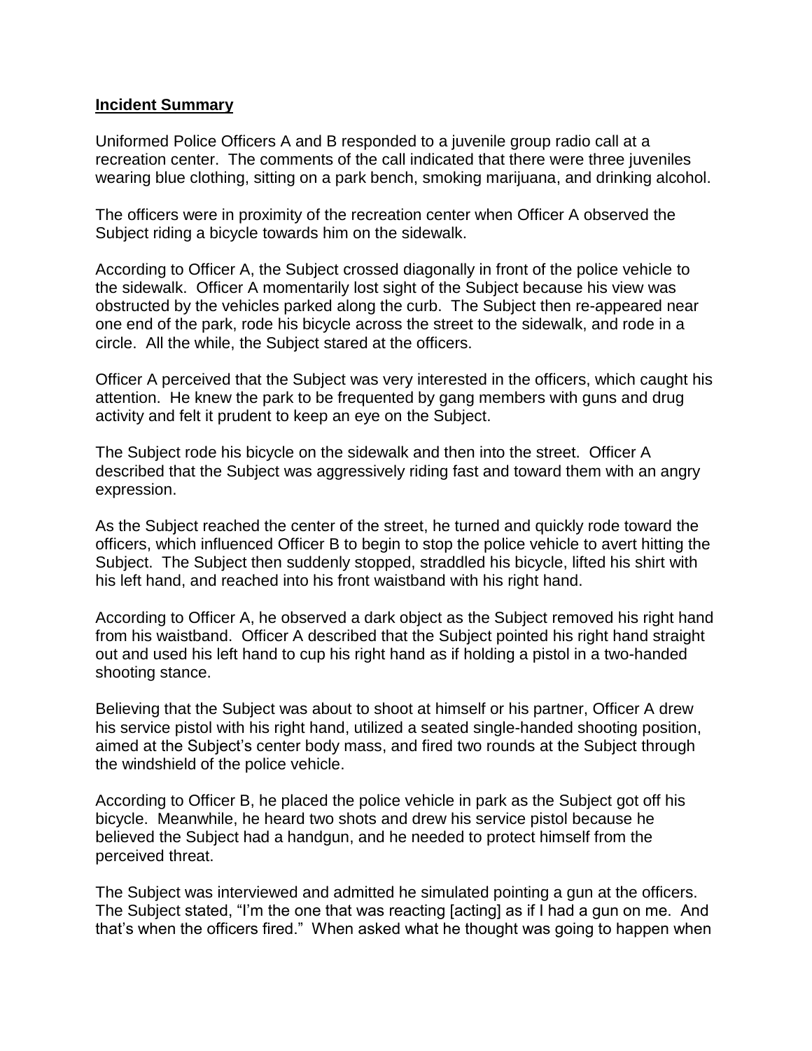## Incident Summary

Uniformed Police Officers A and B responded to a juvenile group radio call at a recreation center. The comments of the call indicated that there were three juveniles wearing blue clothing, sitting on a park bench, smoking marijuana, and drinking alcohol.

The officers were in proximity of the recreation center when Officer A observed the Subject riding a bicycle towards him on the sidewalk.

According to Officer A, the Subject crossed diagonally in front of the police vehicle to the sidewalk. Officer A momentarily lost sight of the Subject because his view was obstructed by the vehicles parked along the curb. The Subject then re-appeared near one end of the park, rode his bicycle across the street to the sidewalk, and rode in a circle. All the while, the Subject stared at the officers.

Officer A perceived that the Subject was very interested in the officers, which caught his attention. He knew the park to be frequented by gang members with guns and drug activity and felt it prudent to keep an eye on the Subject.

The Subject rode his bicycle on the sidewalk and then into the street. Officer A described that the Subject was aggressively riding fast and toward them with an angry expression.

As the Subject reached the center of the street, he turned and quickly rode toward the officers, which influenced Officer B to begin to stop the police vehicle to avert hitting the Subject. The Subject then suddenly stopped, straddled his bicycle, lifted his shirt with his left hand, and reached into his front waistband with his right hand.

According to Officer A, he observed a dark object as the Subject removed his right hand from his waistband. Officer A described that the Subject pointed his right hand straight out and used his left hand to cup his right hand as if holding a pistol in a two-handed shooting stance.

Believing that the Subject was about to shoot at himself or his partner, Officer A drew his service pistol with his right hand, utilized a seated single-handed shooting position, aimed at the Subject's center body mass, and fired two rounds at the Subject through the windshield of the police vehicle.

According to Officer B, he placed the police vehicle in park as the Subject got off his bicycle. Meanwhile, he heard two shots and drew his service pistol because he believed the Subject had a handgun, and he needed to protect himself from the perceived threat.

The Subject was interviewed and admitted he simulated pointing a gun at the officers. The Subject stated, "I'm the one that was reacting [acting] as if I had a gun on me. And that's when the officers fired." When asked what he thought was going to happen when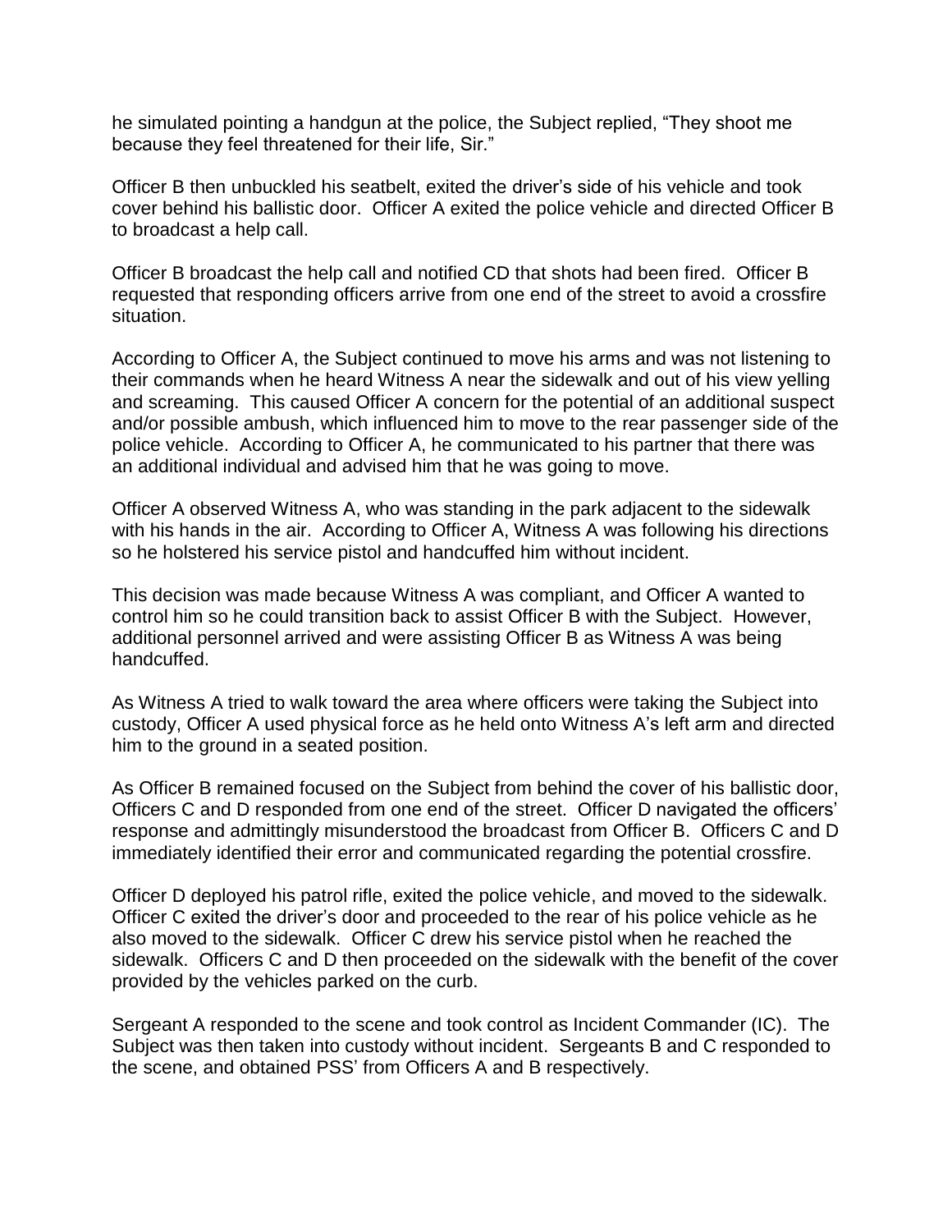he simulated pointing a handgun at the police, the Subject replied, "They shoot me because they feel threatened for their life, Sir."

Officer B then unbuckled his seatbelt, exited the driver's side of his vehicle and took cover behind his ballistic door. Officer A exited the police vehicle and directed Officer B to broadcast a help call.

Officer B broadcast the help call and notified CD that shots had been fired. Officer B requested that responding officers arrive from one end of the street to avoid a crossfire situation.

According to Officer A, the Subject continued to move his arms and was not listening to their commands when he heard Witness A near the sidewalk and out of his view yelling and screaming. This caused Officer A concern for the potential of an additional suspect and/or possible ambush, which influenced him to move to the rear passenger side of the police vehicle. According to Officer A, he communicated to his partner that there was an additional individual and advised him that he was going to move.

Officer A observed Witness A, who was standing in the park adjacent to the sidewalk with his hands in the air. According to Officer A, Witness A was following his directions so he holstered his service pistol and handcuffed him without incident.

This decision was made because Witness A was compliant, and Officer A wanted to control him so he could transition back to assist Officer B with the Subject. However, additional personnel arrived and were assisting Officer B as Witness A was being handcuffed.

As Witness A tried to walk toward the area where officers were taking the Subject into custody, Officer A used physical force as he held onto Witness A's left arm and directed him to the ground in a seated position.

As Officer B remained focused on the Subject from behind the cover of his ballistic door, Officers C and D responded from one end of the street. Officer D navigated the officers' response and admittingly misunderstood the broadcast from Officer B. Officers C and D immediately identified their error and communicated regarding the potential crossfire.

Officer D deployed his patrol rifle, exited the police vehicle, and moved to the sidewalk. Officer C exited the driver's door and proceeded to the rear of his police vehicle as he also moved to the sidewalk. Officer C drew his service pistol when he reached the sidewalk. Officers C and D then proceeded on the sidewalk with the benefit of the cover provided by the vehicles parked on the curb.

Sergeant A responded to the scene and took control as Incident Commander (IC). The Subject was then taken into custody without incident. Sergeants B and C responded to the scene, and obtained PSS' from Officers A and B respectively.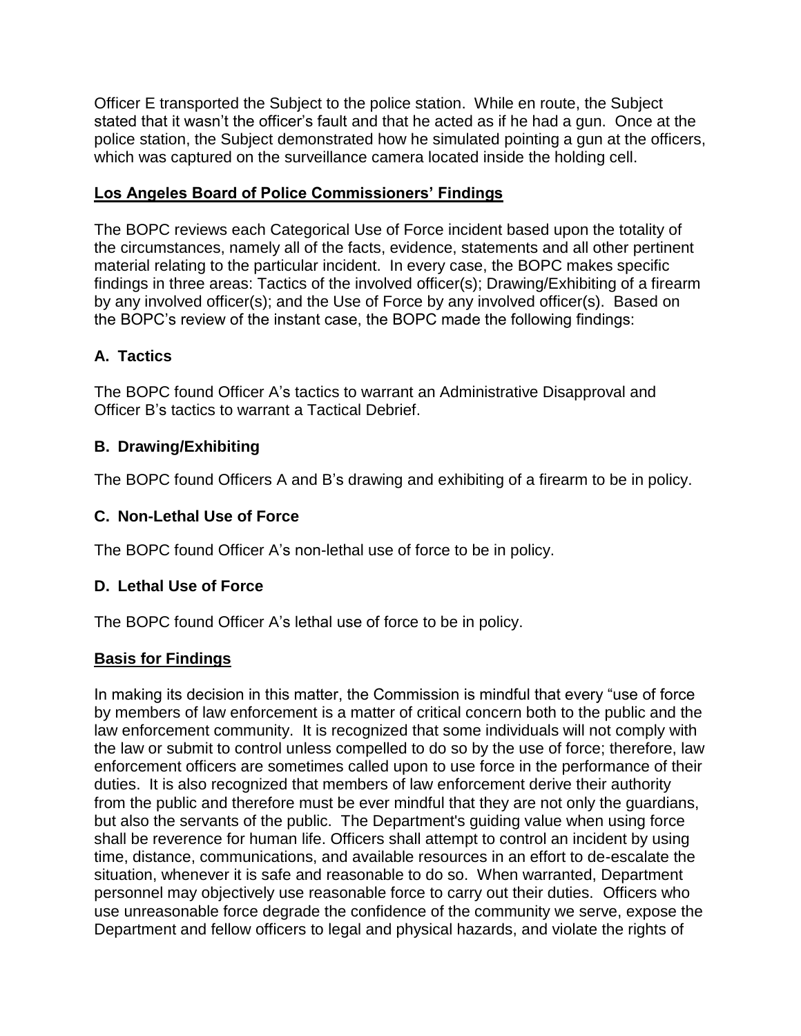Officer E transported the Subject to the police station. While en route, the Subject stated that it wasn't the officer's fault and that he acted as if he had a gun. Once at the police station, the Subject demonstrated how he simulated pointing a gun at the officers, which was captured on the surveillance camera located inside the holding cell.

## Los Angeles Board of Police Commissioners' Findings

The BOPC reviews each Categorical Use of Force incident based upon the totality of the circumstances, namely all of the facts, evidence, statements and all other pertinent material relating to the particular incident. In every case, the BOPC makes specific findings in three areas: Tactics of the involved officer(s); Drawing/Exhibiting of a firearm by any involved officer(s); and the Use of Force by any involved officer(s). Based on the BOPC's review of the instant case, the BOPC made the following findings:

### A. Tactics

The BOPC found Officer A's tactics to warrant an Administrative Disapproval and Officer B's tactics to warrant a Tactical Debrief.

### B. Drawing/Exhibiting

The BOPC found Officers A and B's drawing and exhibiting of a firearm to be in policy.

### C. Non-Lethal Use of Force

The BOPC found Officer A's non-lethal use of force to be in policy.

### D. Lethal Use of Force

The BOPC found Officer A's lethal use of force to be in policy.

## Basis for Findings

In making its decision in this matter, the Commission is mindful that every "use of force by members of law enforcement is a matter of critical concern both to the public and the law enforcement community. It is recognized that some individuals will not comply with the law or submit to control unless compelled to do so by the use of force; therefore, law enforcement officers are sometimes called upon to use force in the performance of their duties. It is also recognized that members of law enforcement derive their authority from the public and therefore must be ever mindful that they are not only the guardians, but also the servants of the public. The Department's guiding value when using force shall be reverence for human life. Officers shall attempt to control an incident by using time, distance, communications, and available resources in an effort to de-escalate the situation, whenever it is safe and reasonable to do so. When warranted, Department personnel may objectively use reasonable force to carry out their duties. Officers who use unreasonable force degrade the confidence of the community we serve, expose the Department and fellow officers to legal and physical hazards, and violate the rights of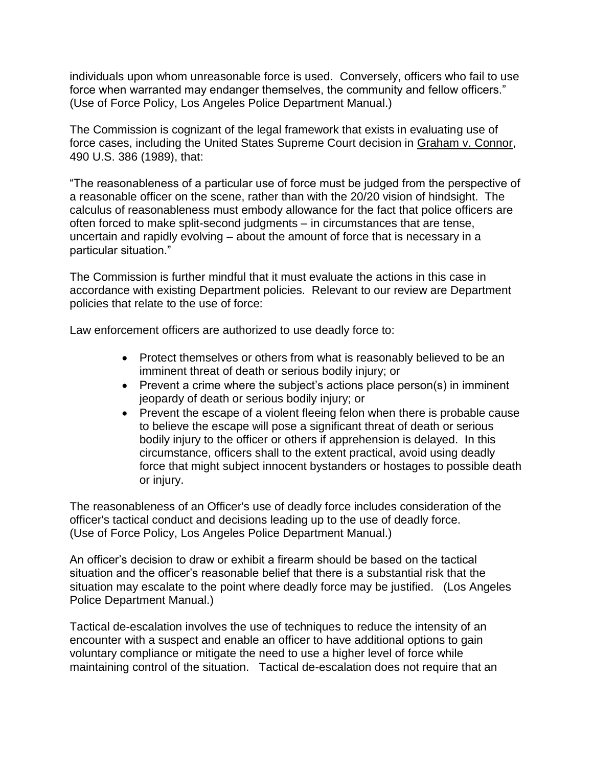individuals upon whom unreasonable force is used. Conversely, officers who fail to use force when warranted may endanger themselves, the community and fellow officers." (Use of Force Policy, Los Angeles Police Department Manual.)

The Commission is cognizant of the legal framework that exists in evaluating use of force cases, including the United States Supreme Court decision in Graham v. Connor, 490 U.S. 386 (1989), that:

"The reasonableness of a particular use of force must be judged from the perspective of a reasonable officer on the scene, rather than with the 20/20 vision of hindsight. The calculus of reasonableness must embody allowance for the fact that police officers are often forced to make split-second judgments – in circumstances that are tense, uncertain and rapidly evolving – about the amount of force that is necessary in a particular situation."

The Commission is further mindful that it must evaluate the actions in this case in accordance with existing Department policies. Relevant to our review are Department policies that relate to the use of force:

Law enforcement officers are authorized to use deadly force to:

- Protect themselves or others from what is reasonably believed to be an imminent threat of death or serious bodily injury; or
- Prevent a crime where the subject's actions place person(s) in imminent jeopardy of death or serious bodily injury; or
- Prevent the escape of a violent fleeing felon when there is probable cause to believe the escape will pose a significant threat of death or serious bodily injury to the officer or others if apprehension is delayed. In this circumstance, officers shall to the extent practical, avoid using deadly force that might subject innocent bystanders or hostages to possible death or injury.

The reasonableness of an Officer's use of deadly force includes consideration of the officer's tactical conduct and decisions leading up to the use of deadly force. (Use of Force Policy, Los Angeles Police Department Manual.)

An officer's decision to draw or exhibit a firearm should be based on the tactical situation and the officer's reasonable belief that there is a substantial risk that the situation may escalate to the point where deadly force may be justified. (Los Angeles Police Department Manual.)

Tactical de-escalation involves the use of techniques to reduce the intensity of an encounter with a suspect and enable an officer to have additional options to gain voluntary compliance or mitigate the need to use a higher level of force while maintaining control of the situation. Tactical de-escalation does not require that an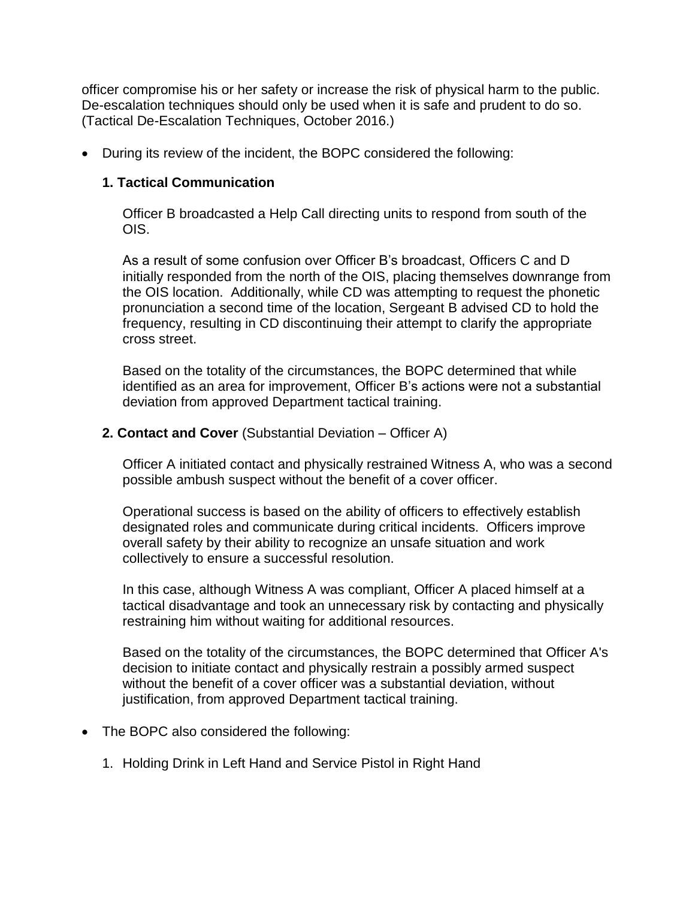officer compromise his or her safety or increase the risk of physical harm to the public. De-escalation techniques should only be used when it is safe and prudent to do so. (Tactical De-Escalation Techniques, October 2016.)

- During its review of the incident, the BOPC considered the following:

  **1. Tactical Communication**

  Officer B broadcasted a Help Call directing units to respond from south of the OIS.

  As a result of some confusion over Officer B's broadcast, Officers C and D initially responded from the north of the OIS, placing themselves downrange from the OIS location. Additionally, while CD was attempting to request the phonetic pronunciation a second time of the location, Sergeant B advised CD to hold the frequency, resulting in CD discontinuing their attempt to clarify the appropriate cross street.

  Based on the totality of the circumstances, the BOPC determined that while identified as an area for improvement, Officer B's actions were not a substantial deviation from approved Department tactical training.

  **2. Contact and Cover** (Substantial Deviation – Officer A)

  Officer A initiated contact and physically restrained Witness A, who was a second possible ambush suspect without the benefit of a cover officer.

  Operational success is based on the ability of officers to effectively establish designated roles and communicate during critical incidents. Officers improve overall safety by their ability to recognize an unsafe situation and work collectively to ensure a successful resolution.

  In this case, although Witness A was compliant, Officer A placed himself at a tactical disadvantage and took an unnecessary risk by contacting and physically restraining him without waiting for additional resources.

  Based on the totality of the circumstances, the BOPC determined that Officer A's decision to initiate contact and physically restrain a possibly armed suspect without the benefit of a cover officer was a substantial deviation, without justification, from approved Department tactical training.

- The BOPC also considered the following:

  1. Holding Drink in Left Hand and Service Pistol in Right Hand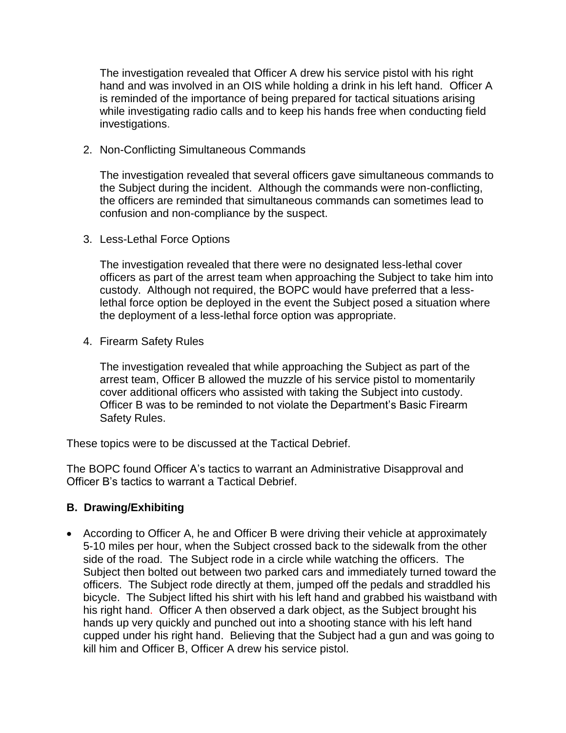The investigation revealed that Officer A drew his service pistol with his right hand and was involved in an OIS while holding a drink in his left hand. Officer A is reminded of the importance of being prepared for tactical situations arising while investigating radio calls and to keep his hands free when conducting field investigations.

2. Non-Conflicting Simultaneous Commands

   The investigation revealed that several officers gave simultaneous commands to the Subject during the incident. Although the commands were non-conflicting, the officers are reminded that simultaneous commands can sometimes lead to confusion and non-compliance by the suspect.

3. Less-Lethal Force Options

   The investigation revealed that there were no designated less-lethal cover officers as part of the arrest team when approaching the Subject to take him into custody. Although not required, the BOPC would have preferred that a less-lethal force option be deployed in the event the Subject posed a situation where the deployment of a less-lethal force option was appropriate.

4. Firearm Safety Rules

   The investigation revealed that while approaching the Subject as part of the arrest team, Officer B allowed the muzzle of his service pistol to momentarily cover additional officers who assisted with taking the Subject into custody. Officer B was to be reminded to not violate the Department's Basic Firearm Safety Rules.

These topics were to be discussed at the Tactical Debrief.

The BOPC found Officer A's tactics to warrant an Administrative Disapproval and Officer B's tactics to warrant a Tactical Debrief.

### B. Drawing/Exhibiting

- According to Officer A, he and Officer B were driving their vehicle at approximately 5-10 miles per hour, when the Subject crossed back to the sidewalk from the other side of the road. The Subject rode in a circle while watching the officers. The Subject then bolted out between two parked cars and immediately turned toward the officers. The Subject rode directly at them, jumped off the pedals and straddled his bicycle. The Subject lifted his shirt with his left hand and grabbed his waistband with his right hand. Officer A then observed a dark object, as the Subject brought his hands up very quickly and punched out into a shooting stance with his left hand cupped under his right hand. Believing that the Subject had a gun and was going to kill him and Officer B, Officer A drew his service pistol.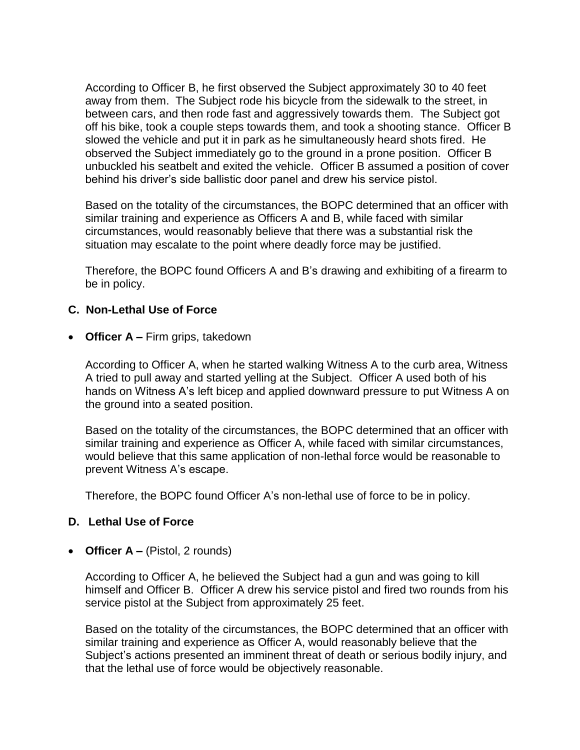According to Officer B, he first observed the Subject approximately 30 to 40 feet away from them. The Subject rode his bicycle from the sidewalk to the street, in between cars, and then rode fast and aggressively towards them. The Subject got off his bike, took a couple steps towards them, and took a shooting stance. Officer B slowed the vehicle and put it in park as he simultaneously heard shots fired. He observed the Subject immediately go to the ground in a prone position. Officer B unbuckled his seatbelt and exited the vehicle. Officer B assumed a position of cover behind his driver's side ballistic door panel and drew his service pistol.

Based on the totality of the circumstances, the BOPC determined that an officer with similar training and experience as Officers A and B, while faced with similar circumstances, would reasonably believe that there was a substantial risk the situation may escalate to the point where deadly force may be justified.

Therefore, the BOPC found Officers A and B's drawing and exhibiting of a firearm to be in policy.

### C. Non-Lethal Use of Force

- **Officer A –** Firm grips, takedown

  According to Officer A, when he started walking Witness A to the curb area, Witness A tried to pull away and started yelling at the Subject. Officer A used both of his hands on Witness A's left bicep and applied downward pressure to put Witness A on the ground into a seated position.

  Based on the totality of the circumstances, the BOPC determined that an officer with similar training and experience as Officer A, while faced with similar circumstances, would believe that this same application of non-lethal force would be reasonable to prevent Witness A's escape.

  Therefore, the BOPC found Officer A's non-lethal use of force to be in policy.

### D. Lethal Use of Force

- **Officer A –** (Pistol, 2 rounds)

  According to Officer A, he believed the Subject had a gun and was going to kill himself and Officer B. Officer A drew his service pistol and fired two rounds from his service pistol at the Subject from approximately 25 feet.

  Based on the totality of the circumstances, the BOPC determined that an officer with similar training and experience as Officer A, would reasonably believe that the Subject's actions presented an imminent threat of death or serious bodily injury, and that the lethal use of force would be objectively reasonable.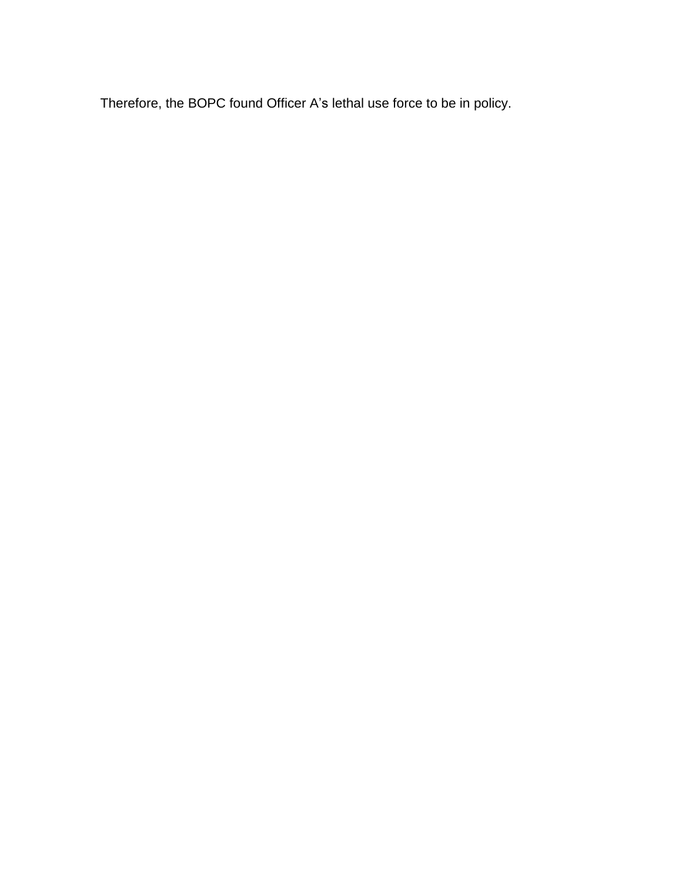Therefore, the BOPC found Officer A’s lethal use force to be in policy.